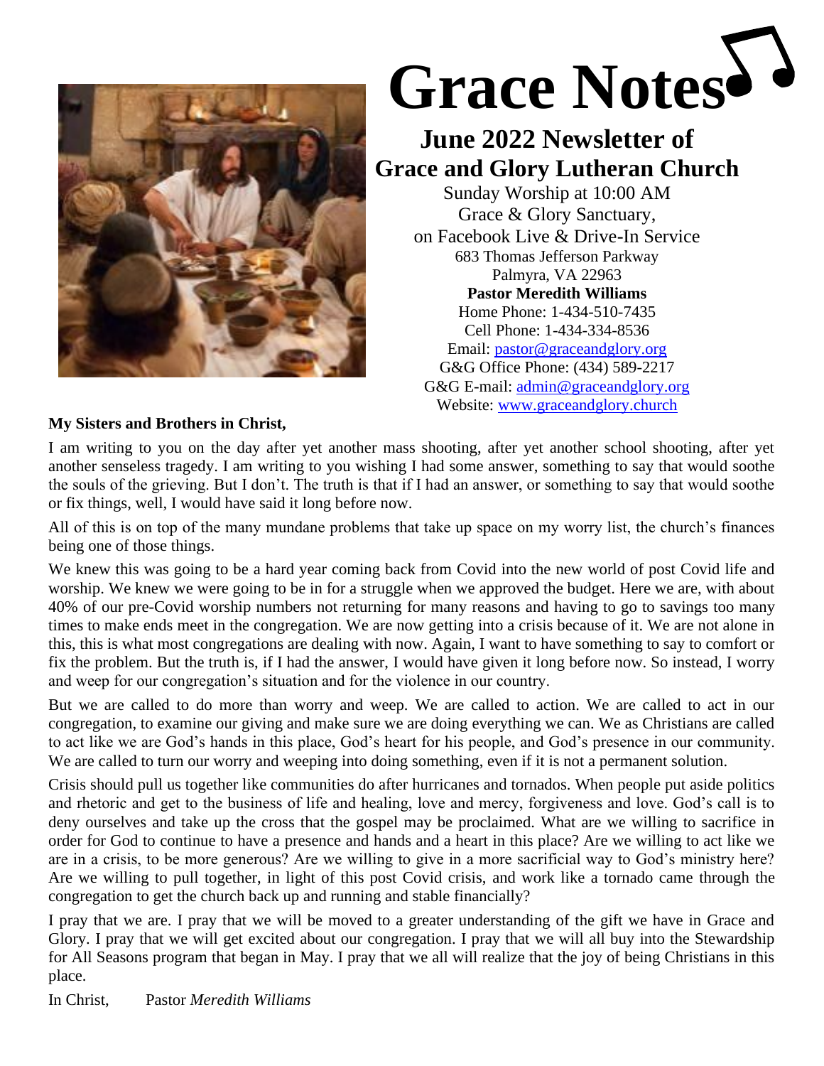# Grace Notes

## June 2022 Newsletter of Grace and Glory Lutheran Church

Sunday Worship at 10:00 AM
Grace & Glory Sanctuary,
on Facebook Live & Drive-In Service
683 Thomas Jefferson Parkway
Palmyra, VA 22963
**Pastor Meredith Williams**
Home Phone: 1-434-510-7435
Cell Phone: 1-434-334-8536
Email: pastor@graceandglory.org
G&G Office Phone: (434) 589-2217
G&G E-mail: admin@graceandglory.org
Website: www.graceandglory.church

**My Sisters and Brothers in Christ,**

I am writing to you on the day after yet another mass shooting, after yet another school shooting, after yet another senseless tragedy. I am writing to you wishing I had some answer, something to say that would soothe the souls of the grieving. But I don't. The truth is that if I had an answer, or something to say that would soothe or fix things, well, I would have said it long before now.

All of this is on top of the many mundane problems that take up space on my worry list, the church's finances being one of those things.

We knew this was going to be a hard year coming back from Covid into the new world of post Covid life and worship. We knew we were going to be in for a struggle when we approved the budget. Here we are, with about 40% of our pre-Covid worship numbers not returning for many reasons and having to go to savings too many times to make ends meet in the congregation. We are now getting into a crisis because of it. We are not alone in this, this is what most congregations are dealing with now. Again, I want to have something to say to comfort or fix the problem. But the truth is, if I had the answer, I would have given it long before now. So instead, I worry and weep for our congregation's situation and for the violence in our country.

But we are called to do more than worry and weep. We are called to action. We are called to act in our congregation, to examine our giving and make sure we are doing everything we can. We as Christians are called to act like we are God's hands in this place, God's heart for his people, and God's presence in our community. We are called to turn our worry and weeping into doing something, even if it is not a permanent solution.

Crisis should pull us together like communities do after hurricanes and tornados. When people put aside politics and rhetoric and get to the business of life and healing, love and mercy, forgiveness and love. God's call is to deny ourselves and take up the cross that the gospel may be proclaimed. What are we willing to sacrifice in order for God to continue to have a presence and hands and a heart in this place? Are we willing to act like we are in a crisis, to be more generous? Are we willing to give in a more sacrificial way to God's ministry here? Are we willing to pull together, in light of this post Covid crisis, and work like a tornado came through the congregation to get the church back up and running and stable financially?

I pray that we are. I pray that we will be moved to a greater understanding of the gift we have in Grace and Glory. I pray that we will get excited about our congregation. I pray that we will all buy into the Stewardship for All Seasons program that began in May. I pray that we all will realize that the joy of being Christians in this place.

In Christ, Pastor *Meredith Williams*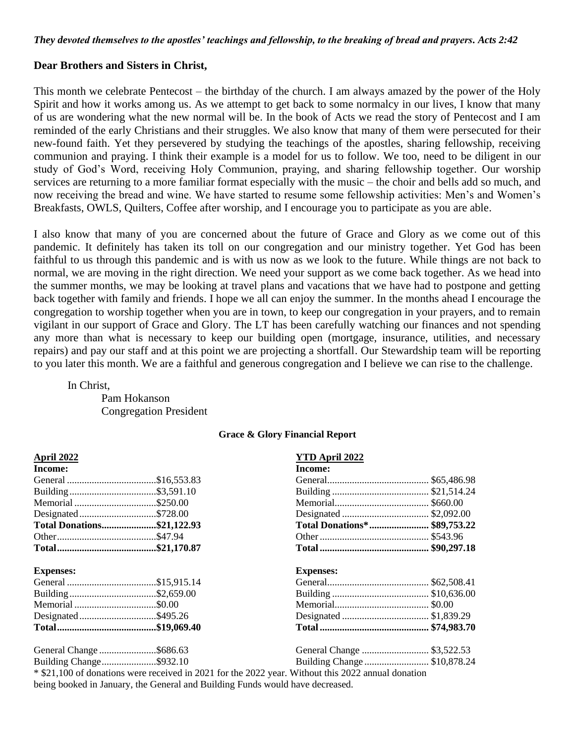***They devoted themselves to the apostles' teachings and fellowship, to the breaking of bread and prayers. Acts 2:42***

**Dear Brothers and Sisters in Christ,**

This month we celebrate Pentecost – the birthday of the church. I am always amazed by the power of the Holy Spirit and how it works among us. As we attempt to get back to some normalcy in our lives, I know that many of us are wondering what the new normal will be. In the book of Acts we read the story of Pentecost and I am reminded of the early Christians and their struggles. We also know that many of them were persecuted for their new-found faith. Yet they persevered by studying the teachings of the apostles, sharing fellowship, receiving communion and praying. I think their example is a model for us to follow. We too, need to be diligent in our study of God's Word, receiving Holy Communion, praying, and sharing fellowship together. Our worship services are returning to a more familiar format especially with the music – the choir and bells add so much, and now receiving the bread and wine. We have started to resume some fellowship activities: Men's and Women's Breakfasts, OWLS, Quilters, Coffee after worship, and I encourage you to participate as you are able.

I also know that many of you are concerned about the future of Grace and Glory as we come out of this pandemic. It definitely has taken its toll on our congregation and our ministry together. Yet God has been faithful to us through this pandemic and is with us now as we look to the future. While things are not back to normal, we are moving in the right direction. We need your support as we come back together. As we head into the summer months, we may be looking at travel plans and vacations that we have had to postpone and getting back together with family and friends. I hope we all can enjoy the summer. In the months ahead I encourage the congregation to worship together when you are in town, to keep our congregation in your prayers, and to remain vigilant in our support of Grace and Glory. The LT has been carefully watching our finances and not spending any more than what is necessary to keep our building open (mortgage, insurance, utilities, and necessary repairs) and pay our staff and at this point we are projecting a shortfall. Our Stewardship team will be reporting to you later this month. We are a faithful and generous congregation and I believe we can rise to the challenge.

In Christ,
Pam Hokanson
Congregation President

**Grace & Glory Financial Report**

| **April 2022** | | **YTD April 2022** | |
|---|---|---|---|
| **Income:** | | **Income:** | |
| General | $16,553.83 | General | $65,486.98 |
| Building | $3,591.10 | Building | $21,514.24 |
| Memorial | $250.00 | Memorial | $660.00 |
| Designated | $728.00 | Designated | $2,092.00 |
| **Total Donations** | **$21,122.93** | **Total Donations*** | **$89,753.22** |
| Other | $47.94 | Other | $543.96 |
| **Total** | **$21,170.87** | **Total** | **$90,297.18** |
| **Expenses:** | | **Expenses:** | |
| General | $15,915.14 | General | $62,508.41 |
| Building | $2,659.00 | Building | $10,636.00 |
| Memorial | $0.00 | Memorial | $0.00 |
| Designated | $495.26 | Designated | $1,839.29 |
| **Total** | **$19,069.40** | **Total** | **$74,983.70** |
| General Change | $686.63 | General Change | $3,522.53 |
| Building Change | $932.10 | Building Change | $10,878.24 |

* $21,100 of donations were received in 2021 for the 2022 year. Without this 2022 annual donation being booked in January, the General and Building Funds would have decreased.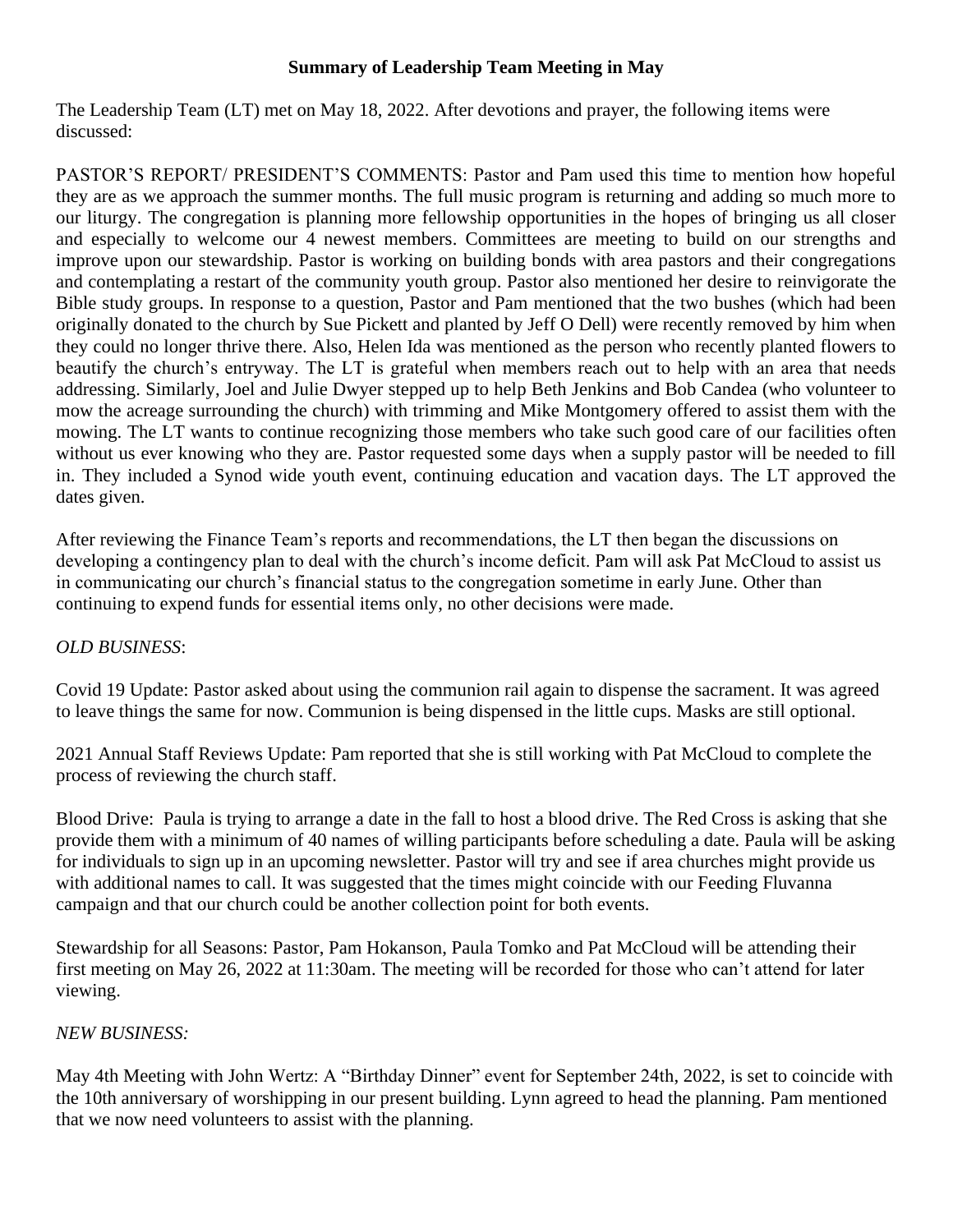**Summary of Leadership Team Meeting in May**

The Leadership Team (LT) met on May 18, 2022. After devotions and prayer, the following items were discussed:

PASTOR'S REPORT/ PRESIDENT'S COMMENTS: Pastor and Pam used this time to mention how hopeful they are as we approach the summer months. The full music program is returning and adding so much more to our liturgy. The congregation is planning more fellowship opportunities in the hopes of bringing us all closer and especially to welcome our 4 newest members. Committees are meeting to build on our strengths and improve upon our stewardship. Pastor is working on building bonds with area pastors and their congregations and contemplating a restart of the community youth group. Pastor also mentioned her desire to reinvigorate the Bible study groups. In response to a question, Pastor and Pam mentioned that the two bushes (which had been originally donated to the church by Sue Pickett and planted by Jeff O Dell) were recently removed by him when they could no longer thrive there. Also, Helen Ida was mentioned as the person who recently planted flowers to beautify the church's entryway. The LT is grateful when members reach out to help with an area that needs addressing. Similarly, Joel and Julie Dwyer stepped up to help Beth Jenkins and Bob Candea (who volunteer to mow the acreage surrounding the church) with trimming and Mike Montgomery offered to assist them with the mowing. The LT wants to continue recognizing those members who take such good care of our facilities often without us ever knowing who they are. Pastor requested some days when a supply pastor will be needed to fill in. They included a Synod wide youth event, continuing education and vacation days. The LT approved the dates given.

After reviewing the Finance Team's reports and recommendations, the LT then began the discussions on developing a contingency plan to deal with the church's income deficit. Pam will ask Pat McCloud to assist us in communicating our church's financial status to the congregation sometime in early June. Other than continuing to expend funds for essential items only, no other decisions were made.

*OLD BUSINESS*:

Covid 19 Update: Pastor asked about using the communion rail again to dispense the sacrament. It was agreed to leave things the same for now. Communion is being dispensed in the little cups. Masks are still optional.

2021 Annual Staff Reviews Update: Pam reported that she is still working with Pat McCloud to complete the process of reviewing the church staff.

Blood Drive: Paula is trying to arrange a date in the fall to host a blood drive. The Red Cross is asking that she provide them with a minimum of 40 names of willing participants before scheduling a date. Paula will be asking for individuals to sign up in an upcoming newsletter. Pastor will try and see if area churches might provide us with additional names to call. It was suggested that the times might coincide with our Feeding Fluvanna campaign and that our church could be another collection point for both events.

Stewardship for all Seasons: Pastor, Pam Hokanson, Paula Tomko and Pat McCloud will be attending their first meeting on May 26, 2022 at 11:30am. The meeting will be recorded for those who can't attend for later viewing.

*NEW BUSINESS:*

May 4th Meeting with John Wertz: A "Birthday Dinner" event for September 24th, 2022, is set to coincide with the 10th anniversary of worshipping in our present building. Lynn agreed to head the planning. Pam mentioned that we now need volunteers to assist with the planning.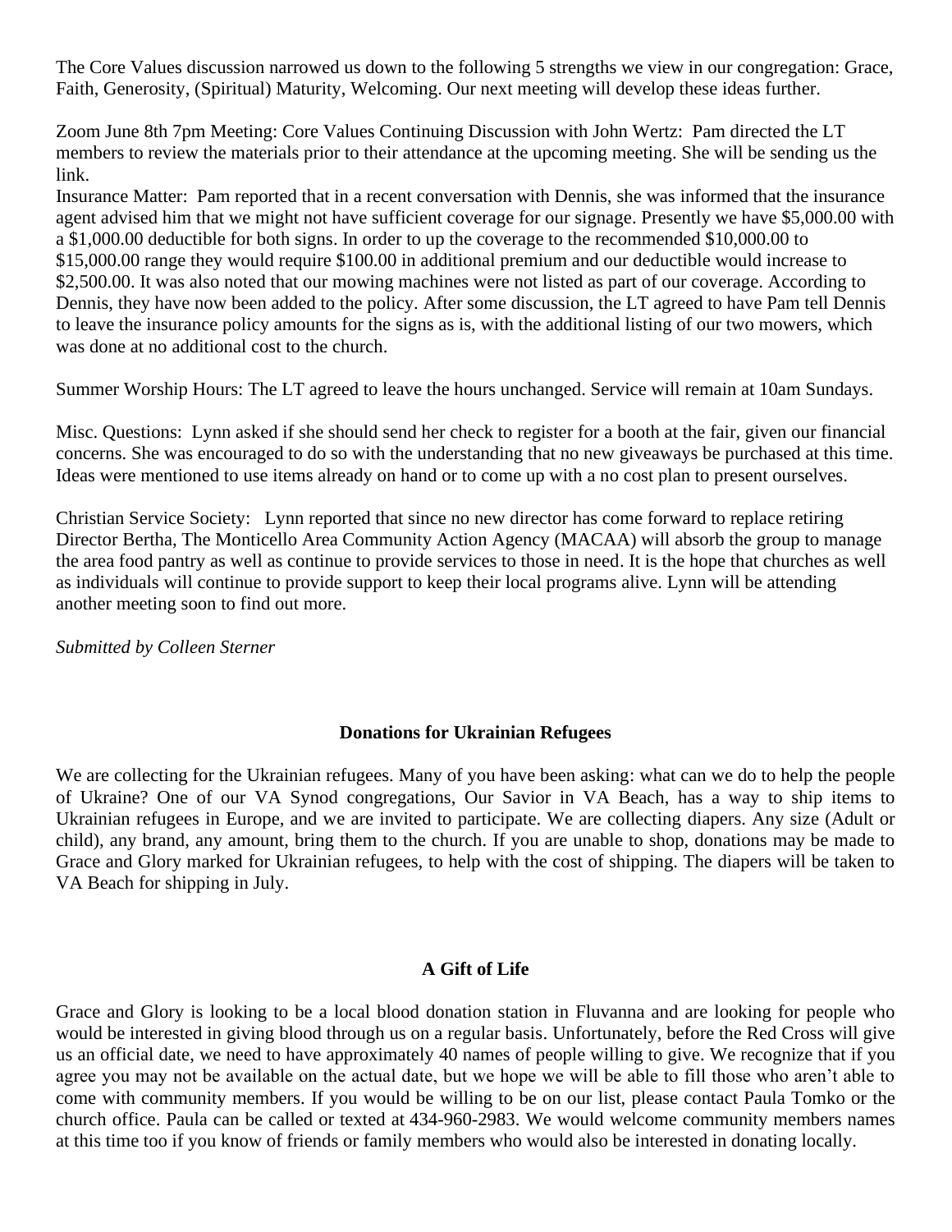The Core Values discussion narrowed us down to the following 5 strengths we view in our congregation: Grace, Faith, Generosity, (Spiritual) Maturity, Welcoming. Our next meeting will develop these ideas further.

Zoom June 8th 7pm Meeting: Core Values Continuing Discussion with John Wertz: Pam directed the LT members to review the materials prior to their attendance at the upcoming meeting. She will be sending us the link.

Insurance Matter: Pam reported that in a recent conversation with Dennis, she was informed that the insurance agent advised him that we might not have sufficient coverage for our signage. Presently we have $5,000.00 with a $1,000.00 deductible for both signs. In order to up the coverage to the recommended $10,000.00 to $15,000.00 range they would require $100.00 in additional premium and our deductible would increase to $2,500.00. It was also noted that our mowing machines were not listed as part of our coverage. According to Dennis, they have now been added to the policy. After some discussion, the LT agreed to have Pam tell Dennis to leave the insurance policy amounts for the signs as is, with the additional listing of our two mowers, which was done at no additional cost to the church.

Summer Worship Hours: The LT agreed to leave the hours unchanged. Service will remain at 10am Sundays.

Misc. Questions: Lynn asked if she should send her check to register for a booth at the fair, given our financial concerns. She was encouraged to do so with the understanding that no new giveaways be purchased at this time. Ideas were mentioned to use items already on hand or to come up with a no cost plan to present ourselves.

Christian Service Society: Lynn reported that since no new director has come forward to replace retiring Director Bertha, The Monticello Area Community Action Agency (MACAA) will absorb the group to manage the area food pantry as well as continue to provide services to those in need. It is the hope that churches as well as individuals will continue to provide support to keep their local programs alive. Lynn will be attending another meeting soon to find out more.

*Submitted by Colleen Sterner*

## Donations for Ukrainian Refugees

We are collecting for the Ukrainian refugees. Many of you have been asking: what can we do to help the people of Ukraine? One of our VA Synod congregations, Our Savior in VA Beach, has a way to ship items to Ukrainian refugees in Europe, and we are invited to participate. We are collecting diapers. Any size (Adult or child), any brand, any amount, bring them to the church. If you are unable to shop, donations may be made to Grace and Glory marked for Ukrainian refugees, to help with the cost of shipping. The diapers will be taken to VA Beach for shipping in July.

## A Gift of Life

Grace and Glory is looking to be a local blood donation station in Fluvanna and are looking for people who would be interested in giving blood through us on a regular basis. Unfortunately, before the Red Cross will give us an official date, we need to have approximately 40 names of people willing to give. We recognize that if you agree you may not be available on the actual date, but we hope we will be able to fill those who aren't able to come with community members. If you would be willing to be on our list, please contact Paula Tomko or the church office. Paula can be called or texted at 434-960-2983. We would welcome community members names at this time too if you know of friends or family members who would also be interested in donating locally.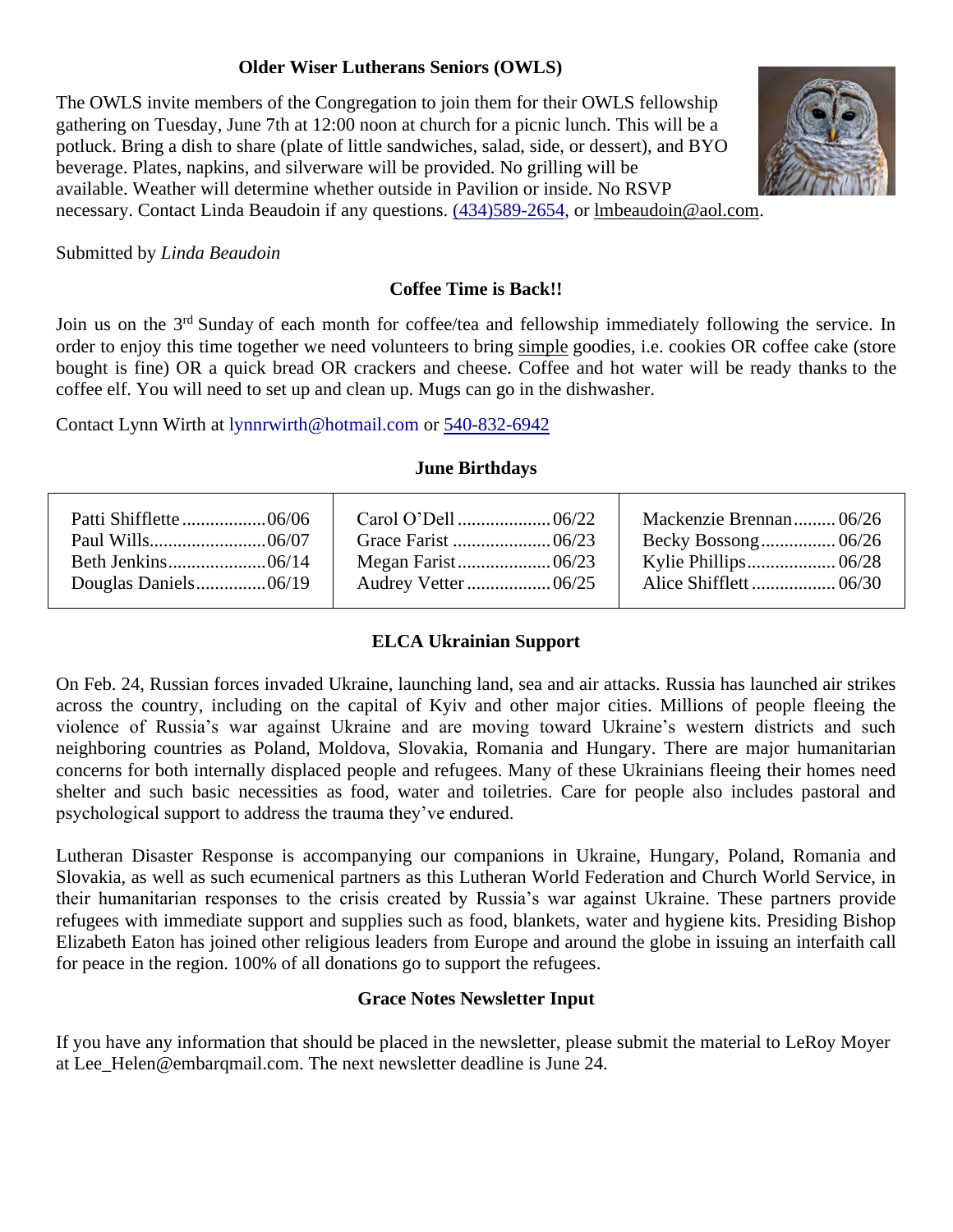### Older Wiser Lutherans Seniors (OWLS)

The OWLS invite members of the Congregation to join them for their OWLS fellowship gathering on Tuesday, June 7th at 12:00 noon at church for a picnic lunch. This will be a potluck. Bring a dish to share (plate of little sandwiches, salad, side, or dessert), and BYO beverage. Plates, napkins, and silverware will be provided. No grilling will be available. Weather will determine whether outside in Pavilion or inside. No RSVP necessary. Contact Linda Beaudoin if any questions. (434)589-2654, or lmbeaudoin@aol.com.

Submitted by *Linda Beaudoin*

### Coffee Time is Back!!

Join us on the 3rd Sunday of each month for coffee/tea and fellowship immediately following the service. In order to enjoy this time together we need volunteers to bring simple goodies, i.e. cookies OR coffee cake (store bought is fine) OR a quick bread OR crackers and cheese. Coffee and hot water will be ready thanks to the coffee elf. You will need to set up and clean up. Mugs can go in the dishwasher.

Contact Lynn Wirth at lynnrwirth@hotmail.com or 540-832-6942

### June Birthdays

| | | |
|---|---|---|
| Patti Shifflette..................06/06 | Carol O'Dell....................06/22 | Mackenzie Brennan.........06/26 |
| Paul Wills.........................06/07 | Grace Farist.....................06/23 | Becky Bossong................06/26 |
| Beth Jenkins.....................06/14 | Megan Farist....................06/23 | Kylie Phillips...................06/28 |
| Douglas Daniels...............06/19 | Audrey Vetter..................06/25 | Alice Shifflett..................06/30 |

### ELCA Ukrainian Support

On Feb. 24, Russian forces invaded Ukraine, launching land, sea and air attacks. Russia has launched air strikes across the country, including on the capital of Kyiv and other major cities. Millions of people fleeing the violence of Russia's war against Ukraine and are moving toward Ukraine's western districts and such neighboring countries as Poland, Moldova, Slovakia, Romania and Hungary. There are major humanitarian concerns for both internally displaced people and refugees. Many of these Ukrainians fleeing their homes need shelter and such basic necessities as food, water and toiletries. Care for people also includes pastoral and psychological support to address the trauma they've endured.

Lutheran Disaster Response is accompanying our companions in Ukraine, Hungary, Poland, Romania and Slovakia, as well as such ecumenical partners as this Lutheran World Federation and Church World Service, in their humanitarian responses to the crisis created by Russia's war against Ukraine. These partners provide refugees with immediate support and supplies such as food, blankets, water and hygiene kits. Presiding Bishop Elizabeth Eaton has joined other religious leaders from Europe and around the globe in issuing an interfaith call for peace in the region. 100% of all donations go to support the refugees.

### Grace Notes Newsletter Input

If you have any information that should be placed in the newsletter, please submit the material to LeRoy Moyer at Lee_Helen@embarqmail.com. The next newsletter deadline is June 24.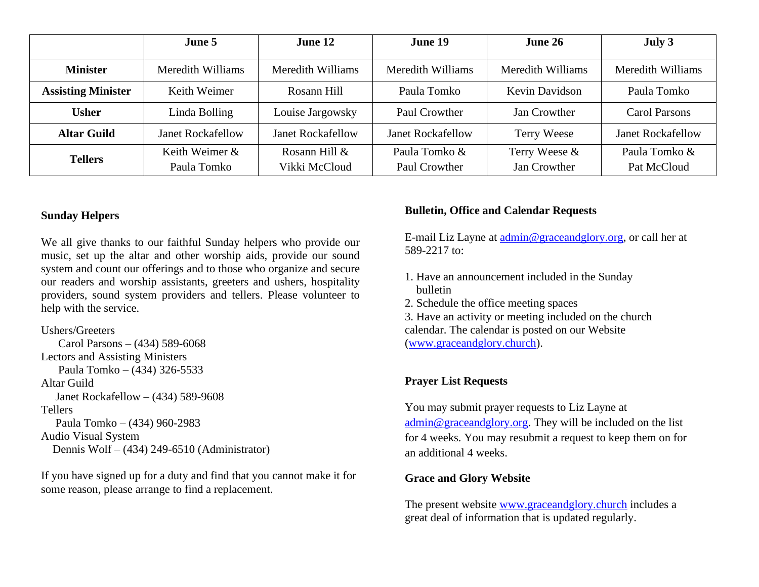| | June 5 | June 12 | June 19 | June 26 | July 3 |
|---|---|---|---|---|---|
| **Minister** | Meredith Williams | Meredith Williams | Meredith Williams | Meredith Williams | Meredith Williams |
| **Assisting Minister** | Keith Weimer | Rosann Hill | Paula Tomko | Kevin Davidson | Paula Tomko |
| **Usher** | Linda Bolling | Louise Jargowsky | Paul Crowther | Jan Crowther | Carol Parsons |
| **Altar Guild** | Janet Rockafellow | Janet Rockafellow | Janet Rockafellow | Terry Weese | Janet Rockafellow |
| **Tellers** | Keith Weimer & Paula Tomko | Rosann Hill & Vikki McCloud | Paula Tomko & Paul Crowther | Terry Weese & Jan Crowther | Paula Tomko & Pat McCloud |

### Sunday Helpers

We all give thanks to our faithful Sunday helpers who provide our music, set up the altar and other worship aids, provide our sound system and count our offerings and to those who organize and secure our readers and worship assistants, greeters and ushers, hospitality providers, sound system providers and tellers. Please volunteer to help with the service.

Ushers/Greeters
 Carol Parsons – (434) 589-6068
Lectors and Assisting Ministers
 Paula Tomko – (434) 326-5533
Altar Guild
 Janet Rockafellow – (434) 589-9608
Tellers
 Paula Tomko – (434) 960-2983
Audio Visual System
 Dennis Wolf – (434) 249-6510 (Administrator)

If you have signed up for a duty and find that you cannot make it for some reason, please arrange to find a replacement.

### Bulletin, Office and Calendar Requests

E-mail Liz Layne at admin@graceandglory.org, or call her at 589-2217 to:

1. Have an announcement included in the Sunday bulletin
2. Schedule the office meeting spaces
3. Have an activity or meeting included on the church calendar. The calendar is posted on our Website (www.graceandglory.church).

### Prayer List Requests

You may submit prayer requests to Liz Layne at admin@graceandglory.org. They will be included on the list for 4 weeks. You may resubmit a request to keep them on for an additional 4 weeks.

### Grace and Glory Website

The present website www.graceandglory.church includes a great deal of information that is updated regularly.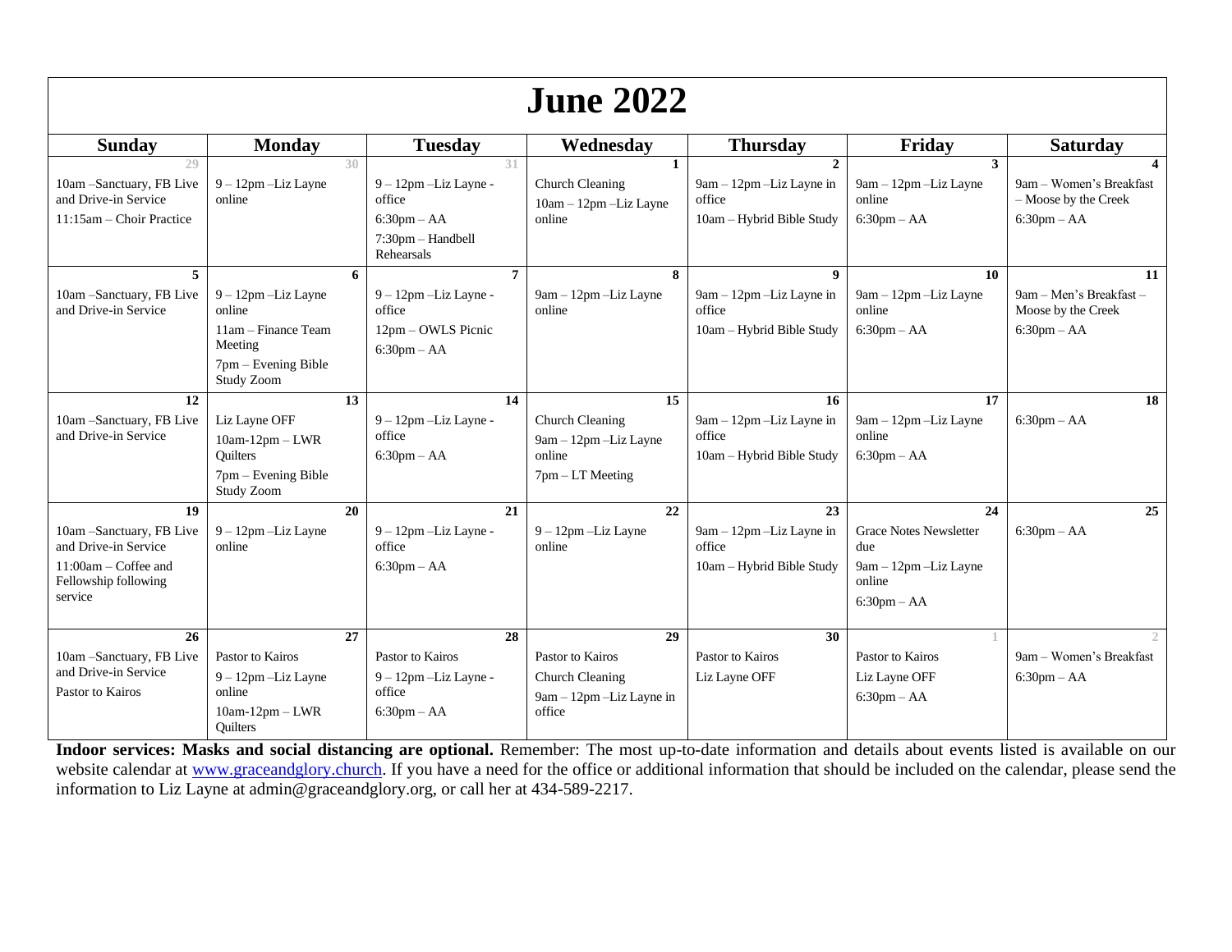# June 2022

| Sunday | Monday | Tuesday | Wednesday | Thursday | Friday | Saturday |
|---|---|---|---|---|---|---|
| 29<br>10am –Sanctuary, FB Live and Drive-in Service<br>11:15am – Choir Practice | 30<br>9 – 12pm –Liz Layne online | 31<br>9 – 12pm –Liz Layne - office<br>6:30pm – AA<br>7:30pm – Handbell Rehearsals | 1<br>Church Cleaning<br>10am – 12pm –Liz Layne online | 2<br>9am – 12pm –Liz Layne in office<br>10am – Hybrid Bible Study | 3<br>9am – 12pm –Liz Layne online<br>6:30pm – AA | 4<br>9am – Women's Breakfast – Moose by the Creek<br>6:30pm – AA |
| 5<br>10am –Sanctuary, FB Live and Drive-in Service | 6<br>9 – 12pm –Liz Layne online<br>11am – Finance Team Meeting<br>7pm – Evening Bible Study Zoom | 7<br>9 – 12pm –Liz Layne - office<br>12pm – OWLS Picnic<br>6:30pm – AA | 8<br>9am – 12pm –Liz Layne online | 9<br>9am – 12pm –Liz Layne in office<br>10am – Hybrid Bible Study | 10<br>9am – 12pm –Liz Layne online<br>6:30pm – AA | 11<br>9am – Men's Breakfast – Moose by the Creek<br>6:30pm – AA |
| 12<br>10am –Sanctuary, FB Live and Drive-in Service | 13<br>Liz Layne OFF<br>10am-12pm – LWR Quilters<br>7pm – Evening Bible Study Zoom | 14<br>9 – 12pm –Liz Layne - office<br>6:30pm – AA | 15<br>Church Cleaning<br>9am – 12pm –Liz Layne online<br>7pm – LT Meeting | 16<br>9am – 12pm –Liz Layne in office<br>10am – Hybrid Bible Study | 17<br>9am – 12pm –Liz Layne online<br>6:30pm – AA | 18<br>6:30pm – AA |
| 19<br>10am –Sanctuary, FB Live and Drive-in Service<br>11:00am – Coffee and Fellowship following service | 20<br>9 – 12pm –Liz Layne online | 21<br>9 – 12pm –Liz Layne - office<br>6:30pm – AA | 22<br>9 – 12pm –Liz Layne online | 23<br>9am – 12pm –Liz Layne in office<br>10am – Hybrid Bible Study | 24<br>Grace Notes Newsletter due<br>9am – 12pm –Liz Layne online<br>6:30pm – AA | 25<br>6:30pm – AA |
| 26<br>10am –Sanctuary, FB Live and Drive-in Service<br>Pastor to Kairos | 27<br>Pastor to Kairos<br>9 – 12pm –Liz Layne online<br>10am-12pm – LWR Quilters | 28<br>Pastor to Kairos<br>9 – 12pm –Liz Layne - office<br>6:30pm – AA | 29<br>Pastor to Kairos<br>Church Cleaning<br>9am – 12pm –Liz Layne in office | 30<br>Pastor to Kairos<br>Liz Layne OFF | 1<br>Pastor to Kairos<br>Liz Layne OFF<br>6:30pm – AA | 2<br>9am – Women's Breakfast<br>6:30pm – AA |

**Indoor services: Masks and social distancing are optional.** Remember: The most up-to-date information and details about events listed is available on our website calendar at www.graceandglory.church. If you have a need for the office or additional information that should be included on the calendar, please send the information to Liz Layne at admin@graceandglory.org, or call her at 434-589-2217.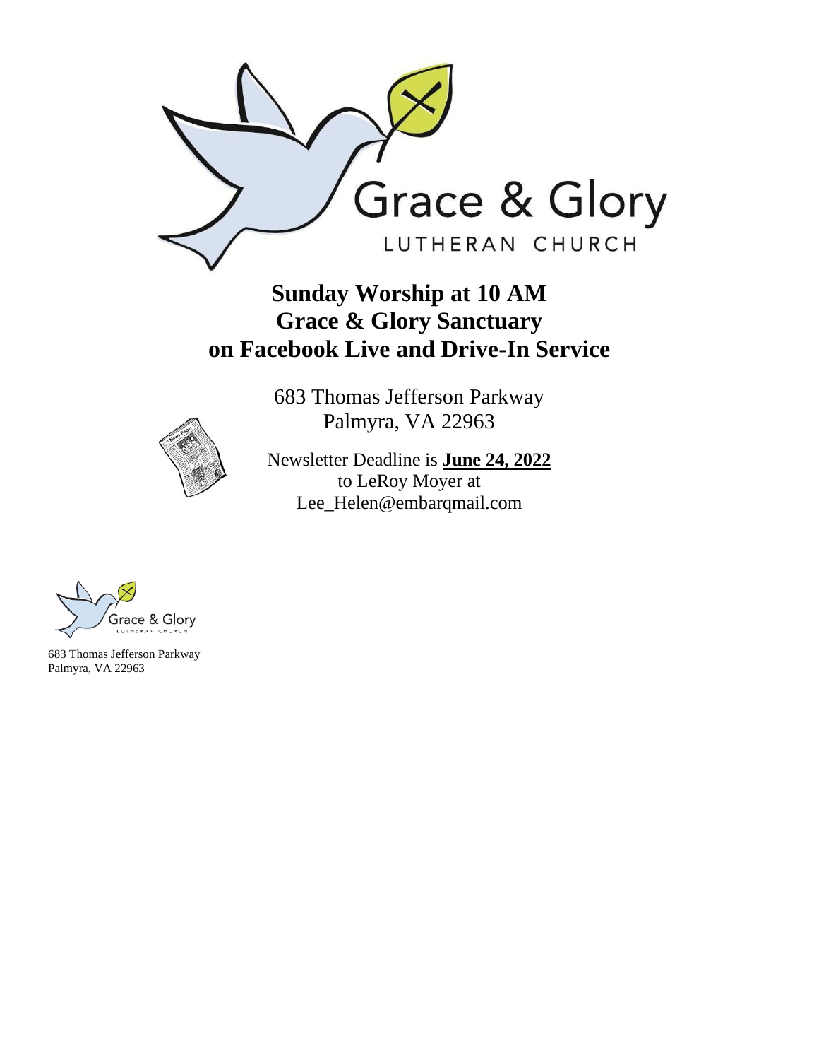Grace & Glory

LUTHERAN CHURCH

**Sunday Worship at 10 AM**
**Grace & Glory Sanctuary**
**on Facebook Live and Drive-In Service**

683 Thomas Jefferson Parkway
Palmyra, VA 22963

Newsletter Deadline is **June 24, 2022**
to LeRoy Moyer at
Lee_Helen@embarqmail.com

Grace & Glory
LUTHERAN CHURCH

683 Thomas Jefferson Parkway
Palmyra, VA 22963